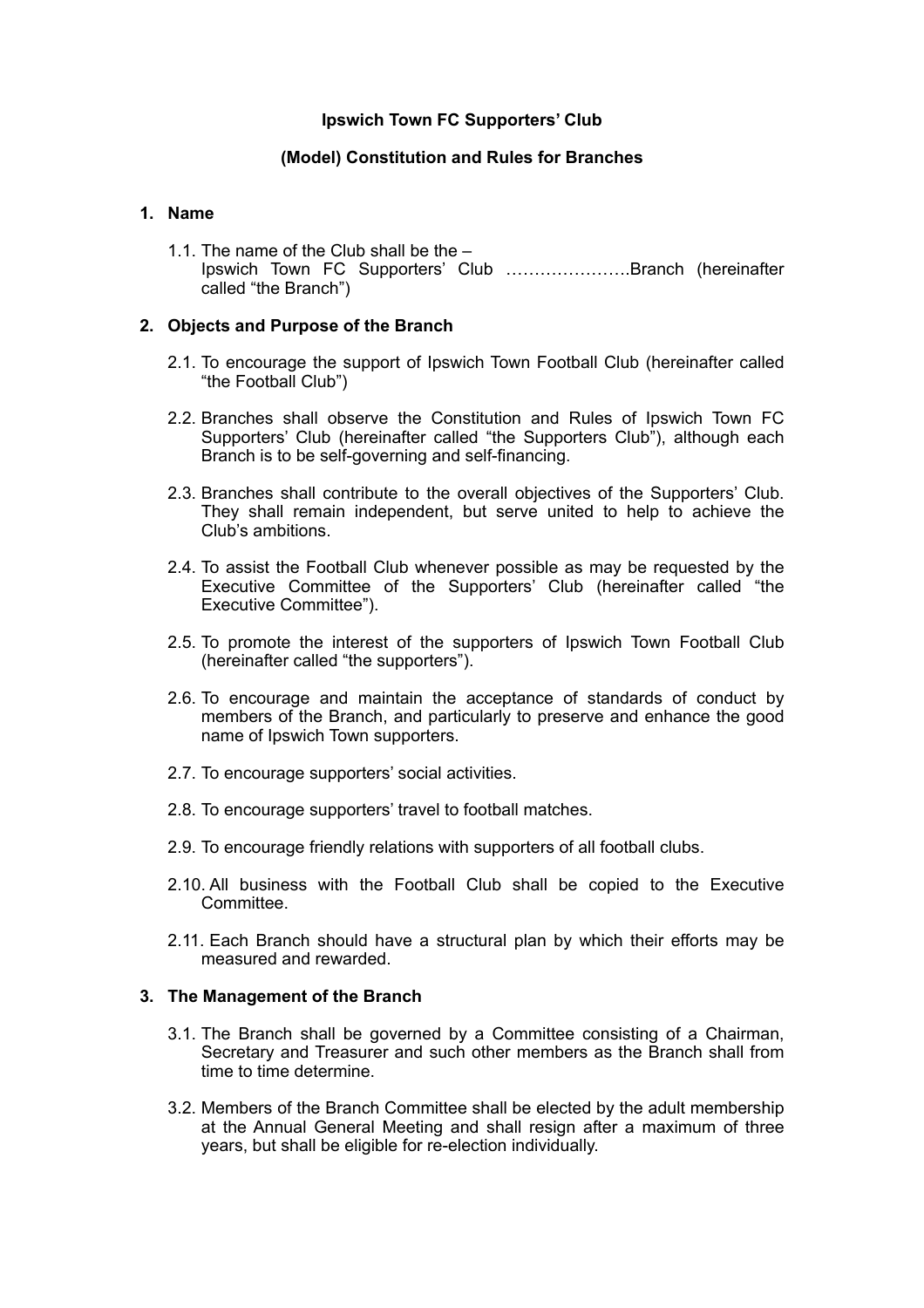**Ipswich Town FC Supporters' Club**

**(Model) Constitution and Rules for Branches**

## 1. Name

1.1. The name of the Club shall be the –
Ipswich Town FC Supporters' Club ………………….Branch (hereinafter called "the Branch")

## 2. Objects and Purpose of the Branch

2.1. To encourage the support of Ipswich Town Football Club (hereinafter called "the Football Club")

2.2. Branches shall observe the Constitution and Rules of Ipswich Town FC Supporters' Club (hereinafter called "the Supporters Club"), although each Branch is to be self-governing and self-financing.

2.3. Branches shall contribute to the overall objectives of the Supporters' Club. They shall remain independent, but serve united to help to achieve the Club's ambitions.

2.4. To assist the Football Club whenever possible as may be requested by the Executive Committee of the Supporters' Club (hereinafter called "the Executive Committee").

2.5. To promote the interest of the supporters of Ipswich Town Football Club (hereinafter called "the supporters").

2.6. To encourage and maintain the acceptance of standards of conduct by members of the Branch, and particularly to preserve and enhance the good name of Ipswich Town supporters.

2.7. To encourage supporters' social activities.

2.8. To encourage supporters' travel to football matches.

2.9. To encourage friendly relations with supporters of all football clubs.

2.10. All business with the Football Club shall be copied to the Executive Committee.

2.11. Each Branch should have a structural plan by which their efforts may be measured and rewarded.

## 3. The Management of the Branch

3.1. The Branch shall be governed by a Committee consisting of a Chairman, Secretary and Treasurer and such other members as the Branch shall from time to time determine.

3.2. Members of the Branch Committee shall be elected by the adult membership at the Annual General Meeting and shall resign after a maximum of three years, but shall be eligible for re-election individually.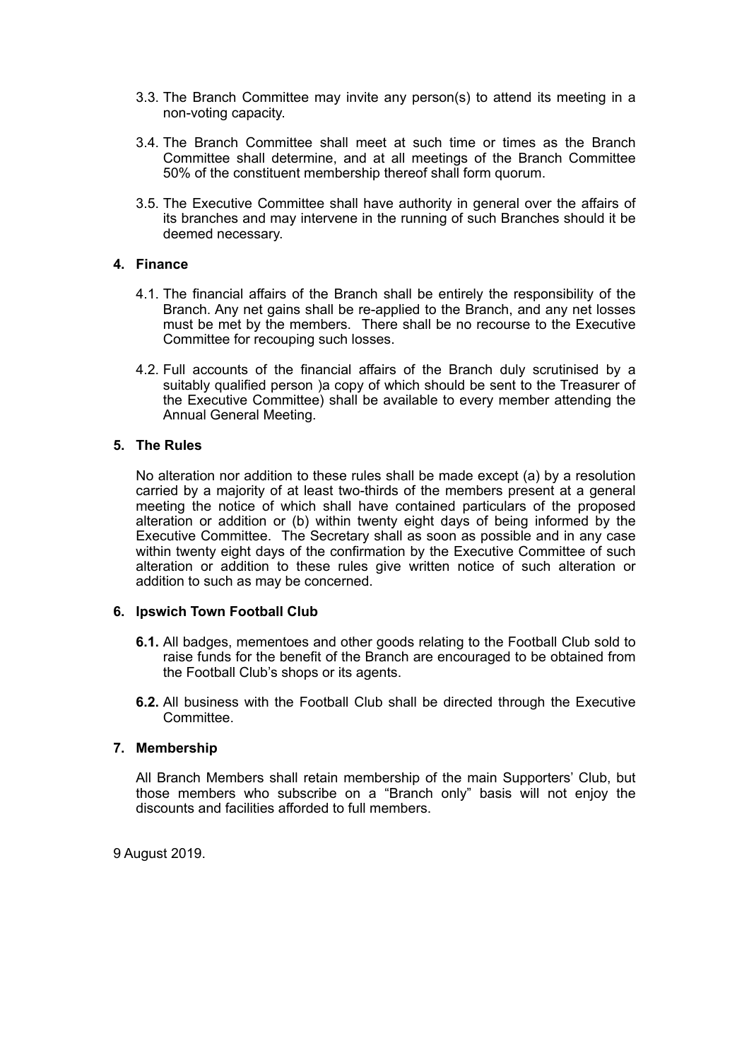3.3. The Branch Committee may invite any person(s) to attend its meeting in a non-voting capacity.

3.4. The Branch Committee shall meet at such time or times as the Branch Committee shall determine, and at all meetings of the Branch Committee 50% of the constituent membership thereof shall form quorum.

3.5. The Executive Committee shall have authority in general over the affairs of its branches and may intervene in the running of such Branches should it be deemed necessary.

## 4. Finance

4.1. The financial affairs of the Branch shall be entirely the responsibility of the Branch. Any net gains shall be re-applied to the Branch, and any net losses must be met by the members. There shall be no recourse to the Executive Committee for recouping such losses.

4.2. Full accounts of the financial affairs of the Branch duly scrutinised by a suitably qualified person )a copy of which should be sent to the Treasurer of the Executive Committee) shall be available to every member attending the Annual General Meeting.

## 5. The Rules

No alteration nor addition to these rules shall be made except (a) by a resolution carried by a majority of at least two-thirds of the members present at a general meeting the notice of which shall have contained particulars of the proposed alteration or addition or (b) within twenty eight days of being informed by the Executive Committee. The Secretary shall as soon as possible and in any case within twenty eight days of the confirmation by the Executive Committee of such alteration or addition to these rules give written notice of such alteration or addition to such as may be concerned.

## 6. Ipswich Town Football Club

**6.1.** All badges, mementoes and other goods relating to the Football Club sold to raise funds for the benefit of the Branch are encouraged to be obtained from the Football Club's shops or its agents.

**6.2.** All business with the Football Club shall be directed through the Executive Committee.

## 7. Membership

All Branch Members shall retain membership of the main Supporters' Club, but those members who subscribe on a "Branch only" basis will not enjoy the discounts and facilities afforded to full members.

9 August 2019.